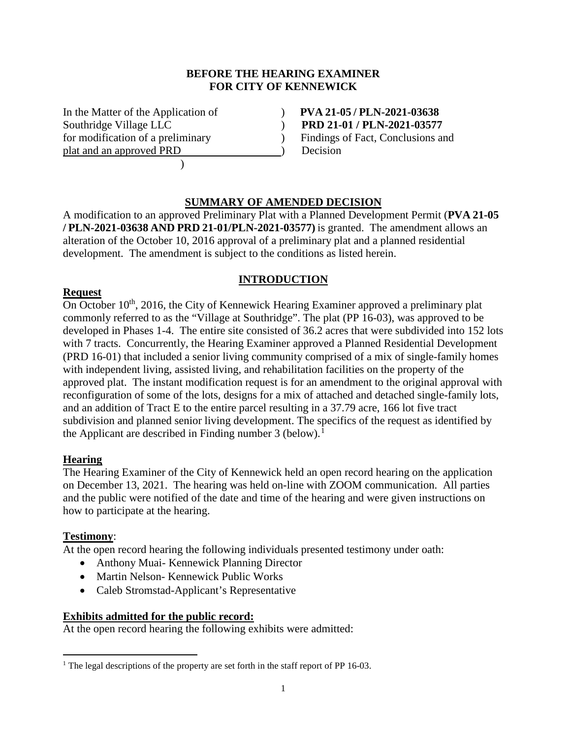**BEFORE THE HEARING EXAMINER**
**FOR CITY OF KENNEWICK**

| | | |
|---|---|---|
| In the Matter of the Application of | ) | **PVA 21-05 / PLN-2021-03638** |
| Southridge Village LLC | ) | **PRD 21-01 / PLN-2021-03577** |
| for modification of a preliminary | ) | Findings of Fact, Conclusions and |
| plat and an approved PRD | ) | Decision |
| | ) | |

## SUMMARY OF AMENDED DECISION

A modification to an approved Preliminary Plat with a Planned Development Permit (**PVA 21-05 / PLN-2021-03638 AND PRD 21-01/PLN-2021-03577)** is granted. The amendment allows an alteration of the October 10, 2016 approval of a preliminary plat and a planned residential development. The amendment is subject to the conditions as listed herein.

## INTRODUCTION

### Request

On October 10th, 2016, the City of Kennewick Hearing Examiner approved a preliminary plat commonly referred to as the "Village at Southridge". The plat (PP 16-03), was approved to be developed in Phases 1-4. The entire site consisted of 36.2 acres that were subdivided into 152 lots with 7 tracts. Concurrently, the Hearing Examiner approved a Planned Residential Development (PRD 16-01) that included a senior living community comprised of a mix of single-family homes with independent living, assisted living, and rehabilitation facilities on the property of the approved plat. The instant modification request is for an amendment to the original approval with reconfiguration of some of the lots, designs for a mix of attached and detached single-family lots, and an addition of Tract E to the entire parcel resulting in a 37.79 acre, 166 lot five tract subdivision and planned senior living development. The specifics of the request as identified by the Applicant are described in Finding number 3 (below).[1]

### Hearing

The Hearing Examiner of the City of Kennewick held an open record hearing on the application on December 13, 2021. The hearing was held on-line with ZOOM communication. All parties and the public were notified of the date and time of the hearing and were given instructions on how to participate at the hearing.

### Testimony:

At the open record hearing the following individuals presented testimony under oath:

- Anthony Muai- Kennewick Planning Director
- Martin Nelson- Kennewick Public Works
- Caleb Stromstad-Applicant's Representative

### Exhibits admitted for the public record:

At the open record hearing the following exhibits were admitted:

[1] The legal descriptions of the property are set forth in the staff report of PP 16-03.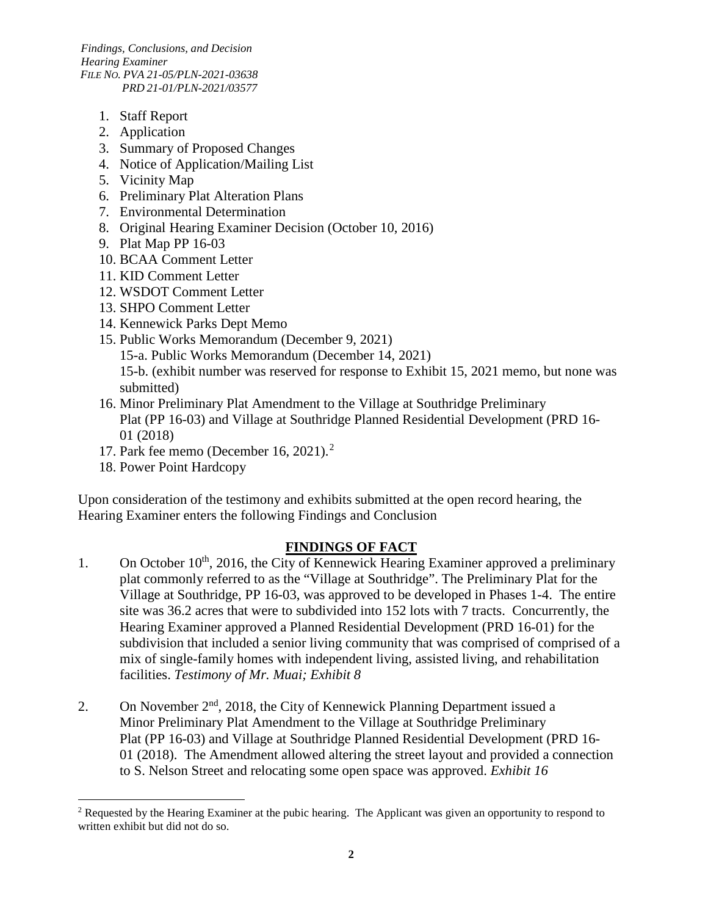1. Staff Report
2. Application
3. Summary of Proposed Changes
4. Notice of Application/Mailing List
5. Vicinity Map
6. Preliminary Plat Alteration Plans
7. Environmental Determination
8. Original Hearing Examiner Decision (October 10, 2016)
9. Plat Map PP 16-03
10. BCAA Comment Letter
11. KID Comment Letter
12. WSDOT Comment Letter
13. SHPO Comment Letter
14. Kennewick Parks Dept Memo
15. Public Works Memorandum (December 9, 2021)
    15-a. Public Works Memorandum (December 14, 2021)
    15-b. (exhibit number was reserved for response to Exhibit 15, 2021 memo, but none was submitted)
16. Minor Preliminary Plat Amendment to the Village at Southridge Preliminary Plat (PP 16-03) and Village at Southridge Planned Residential Development (PRD 16-01 (2018)
17. Park fee memo (December 16, 2021).[2]
18. Power Point Hardcopy

Upon consideration of the testimony and exhibits submitted at the open record hearing, the Hearing Examiner enters the following Findings and Conclusion

## FINDINGS OF FACT

1. On October 10th, 2016, the City of Kennewick Hearing Examiner approved a preliminary plat commonly referred to as the "Village at Southridge". The Preliminary Plat for the Village at Southridge, PP 16-03, was approved to be developed in Phases 1-4. The entire site was 36.2 acres that were to subdivided into 152 lots with 7 tracts. Concurrently, the Hearing Examiner approved a Planned Residential Development (PRD 16-01) for the subdivision that included a senior living community that was comprised of comprised of a mix of single-family homes with independent living, assisted living, and rehabilitation facilities. *Testimony of Mr. Muai; Exhibit 8*

2. On November 2nd, 2018, the City of Kennewick Planning Department issued a Minor Preliminary Plat Amendment to the Village at Southridge Preliminary Plat (PP 16-03) and Village at Southridge Planned Residential Development (PRD 16-01 (2018). The Amendment allowed altering the street layout and provided a connection to S. Nelson Street and relocating some open space was approved. *Exhibit 16*

[2] Requested by the Hearing Examiner at the pubic hearing. The Applicant was given an opportunity to respond to written exhibit but did not do so.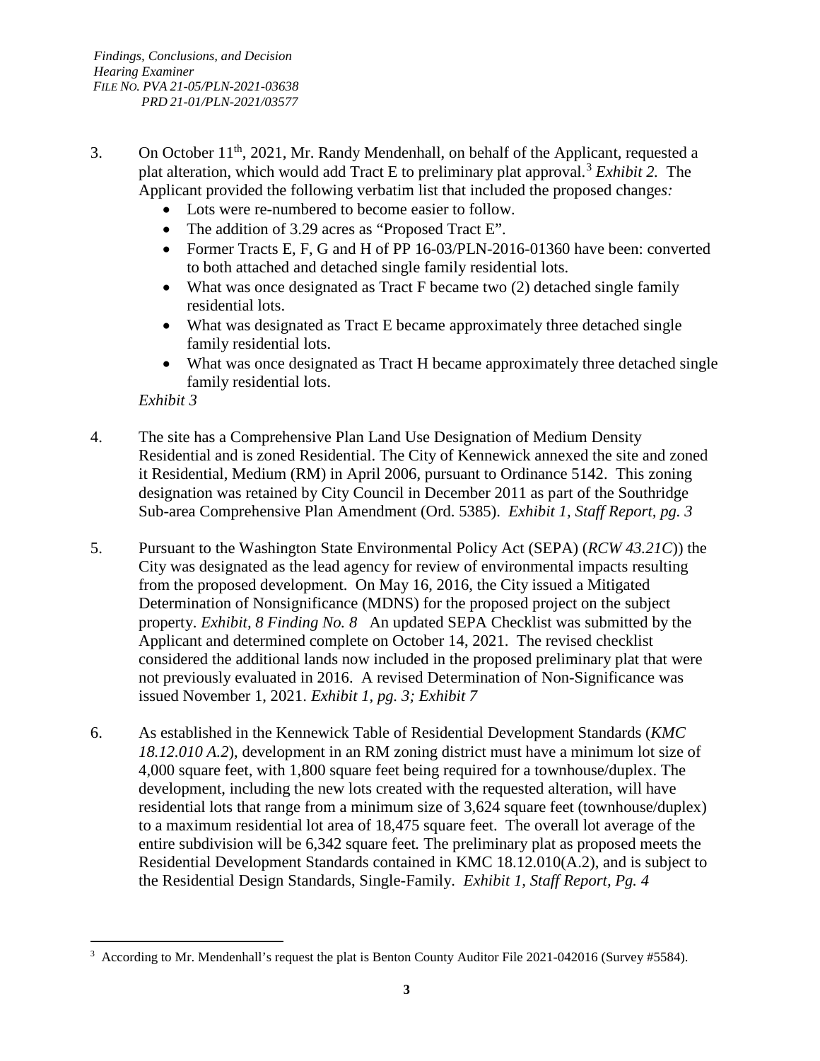3. On October 11th, 2021, Mr. Randy Mendenhall, on behalf of the Applicant, requested a plat alteration, which would add Tract E to preliminary plat approval.[3] *Exhibit 2.* The Applicant provided the following verbatim list that included the proposed changes*:*
   - Lots were re-numbered to become easier to follow.
   - The addition of 3.29 acres as "Proposed Tract E".
   - Former Tracts E, F, G and H of PP 16-03/PLN-2016-01360 have been: converted to both attached and detached single family residential lots.
   - What was once designated as Tract F became two (2) detached single family residential lots.
   - What was designated as Tract E became approximately three detached single family residential lots.
   - What was once designated as Tract H became approximately three detached single family residential lots.

   *Exhibit 3*

4. The site has a Comprehensive Plan Land Use Designation of Medium Density Residential and is zoned Residential. The City of Kennewick annexed the site and zoned it Residential, Medium (RM) in April 2006, pursuant to Ordinance 5142. This zoning designation was retained by City Council in December 2011 as part of the Southridge Sub-area Comprehensive Plan Amendment (Ord. 5385). *Exhibit 1, Staff Report, pg. 3*

5. Pursuant to the Washington State Environmental Policy Act (SEPA) (*RCW 43.21C*)) the City was designated as the lead agency for review of environmental impacts resulting from the proposed development. On May 16, 2016, the City issued a Mitigated Determination of Nonsignificance (MDNS) for the proposed project on the subject property. *Exhibit, 8 Finding No. 8* An updated SEPA Checklist was submitted by the Applicant and determined complete on October 14, 2021. The revised checklist considered the additional lands now included in the proposed preliminary plat that were not previously evaluated in 2016. A revised Determination of Non-Significance was issued November 1, 2021. *Exhibit 1, pg. 3; Exhibit 7*

6. As established in the Kennewick Table of Residential Development Standards (*KMC 18.12.010 A.2*), development in an RM zoning district must have a minimum lot size of 4,000 square feet, with 1,800 square feet being required for a townhouse/duplex. The development, including the new lots created with the requested alteration, will have residential lots that range from a minimum size of 3,624 square feet (townhouse/duplex) to a maximum residential lot area of 18,475 square feet. The overall lot average of the entire subdivision will be 6,342 square feet*.* The preliminary plat as proposed meets the Residential Development Standards contained in KMC 18.12.010(A.2), and is subject to the Residential Design Standards, Single-Family. *Exhibit 1, Staff Report, Pg. 4*

---

[3] According to Mr. Mendenhall's request the plat is Benton County Auditor File 2021-042016 (Survey #5584).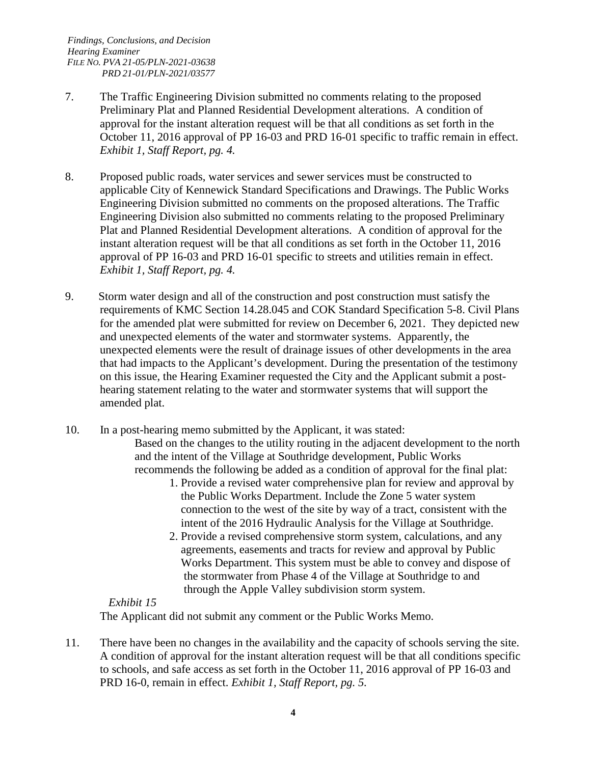7. The Traffic Engineering Division submitted no comments relating to the proposed Preliminary Plat and Planned Residential Development alterations. A condition of approval for the instant alteration request will be that all conditions as set forth in the October 11, 2016 approval of PP 16-03 and PRD 16-01 specific to traffic remain in effect. *Exhibit 1, Staff Report, pg. 4.*

8. Proposed public roads, water services and sewer services must be constructed to applicable City of Kennewick Standard Specifications and Drawings. The Public Works Engineering Division submitted no comments on the proposed alterations. The Traffic Engineering Division also submitted no comments relating to the proposed Preliminary Plat and Planned Residential Development alterations. A condition of approval for the instant alteration request will be that all conditions as set forth in the October 11, 2016 approval of PP 16-03 and PRD 16-01 specific to streets and utilities remain in effect. *Exhibit 1, Staff Report, pg. 4.*

9. Storm water design and all of the construction and post construction must satisfy the requirements of KMC Section 14.28.045 and COK Standard Specification 5-8. Civil Plans for the amended plat were submitted for review on December 6, 2021. They depicted new and unexpected elements of the water and stormwater systems. Apparently, the unexpected elements were the result of drainage issues of other developments in the area that had impacts to the Applicant's development. During the presentation of the testimony on this issue, the Hearing Examiner requested the City and the Applicant submit a post-hearing statement relating to the water and stormwater systems that will support the amended plat.

10. In a post-hearing memo submitted by the Applicant, it was stated:

    > Based on the changes to the utility routing in the adjacent development to the north and the intent of the Village at Southridge development, Public Works recommends the following be added as a condition of approval for the final plat:
    >
    > 1. Provide a revised water comprehensive plan for review and approval by the Public Works Department. Include the Zone 5 water system connection to the west of the site by way of a tract, consistent with the intent of the 2016 Hydraulic Analysis for the Village at Southridge.
    > 2. Provide a revised comprehensive storm system, calculations, and any agreements, easements and tracts for review and approval by Public Works Department. This system must be able to convey and dispose of the stormwater from Phase 4 of the Village at Southridge to and through the Apple Valley subdivision storm system.

    *Exhibit 15*

    The Applicant did not submit any comment or the Public Works Memo.

11. There have been no changes in the availability and the capacity of schools serving the site. A condition of approval for the instant alteration request will be that all conditions specific to schools, and safe access as set forth in the October 11, 2016 approval of PP 16-03 and PRD 16-0, remain in effect. *Exhibit 1, Staff Report, pg. 5.*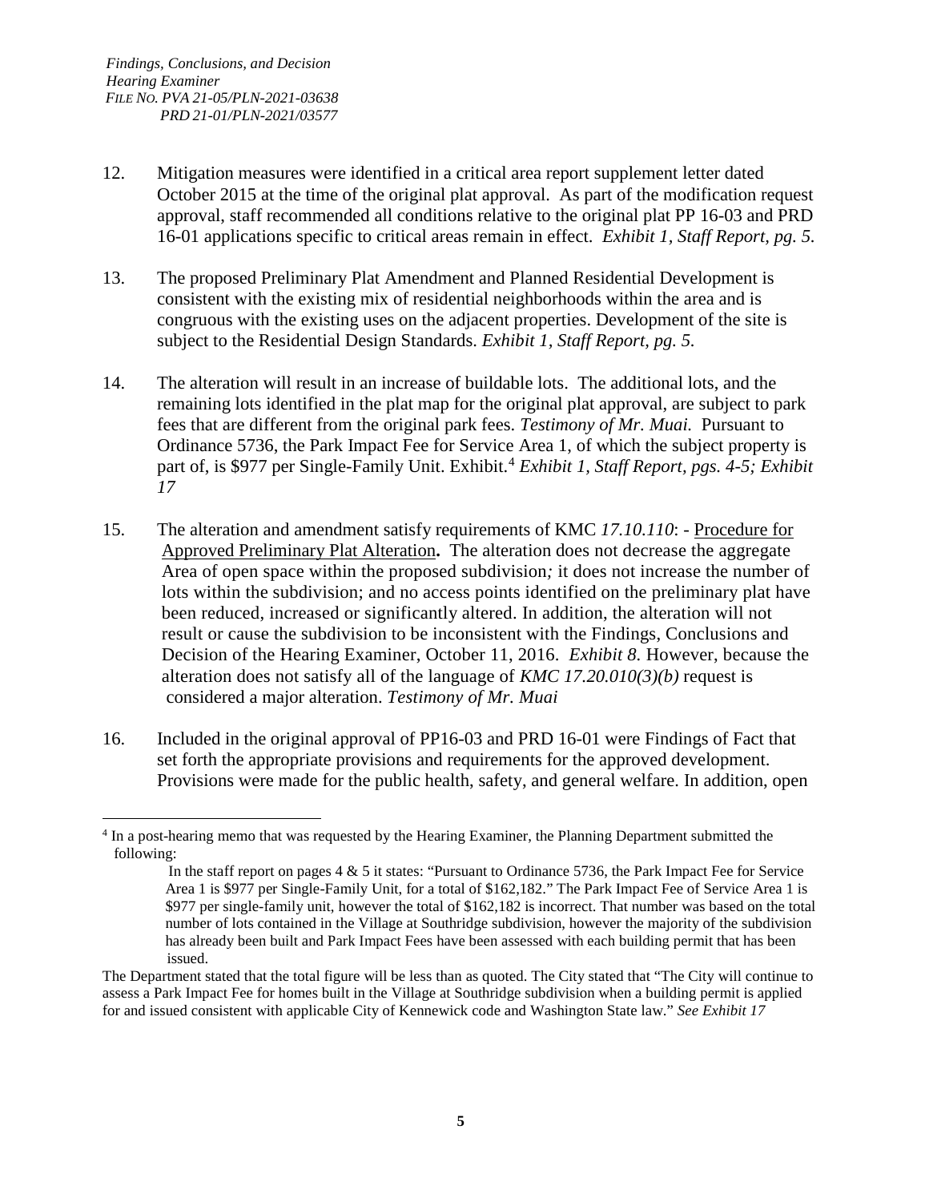12. Mitigation measures were identified in a critical area report supplement letter dated October 2015 at the time of the original plat approval. As part of the modification request approval, staff recommended all conditions relative to the original plat PP 16-03 and PRD 16-01 applications specific to critical areas remain in effect. *Exhibit 1, Staff Report, pg. 5.*

13. The proposed Preliminary Plat Amendment and Planned Residential Development is consistent with the existing mix of residential neighborhoods within the area and is congruous with the existing uses on the adjacent properties. Development of the site is subject to the Residential Design Standards. *Exhibit 1, Staff Report, pg. 5.*

14. The alteration will result in an increase of buildable lots. The additional lots, and the remaining lots identified in the plat map for the original plat approval, are subject to park fees that are different from the original park fees. *Testimony of Mr. Muai.* Pursuant to Ordinance 5736, the Park Impact Fee for Service Area 1, of which the subject property is part of, is $977 per Single-Family Unit. Exhibit.[4] *Exhibit 1, Staff Report, pgs. 4-5; Exhibit 17*

15. The alteration and amendment satisfy requirements of KMC *17.10.110*: - Procedure for Approved Preliminary Plat Alteration**.** The alteration does not decrease the aggregate Area of open space within the proposed subdivision*;* it does not increase the number of lots within the subdivision; and no access points identified on the preliminary plat have been reduced, increased or significantly altered. In addition, the alteration will not result or cause the subdivision to be inconsistent with the Findings, Conclusions and Decision of the Hearing Examiner, October 11, 2016. *Exhibit 8.* However, because the alteration does not satisfy all of the language of *KMC 17.20.010(3)(b)* request is considered a major alteration. *Testimony of Mr. Muai*

16. Included in the original approval of PP16-03 and PRD 16-01 were Findings of Fact that set forth the appropriate provisions and requirements for the approved development. Provisions were made for the public health, safety, and general welfare. In addition, open

---

[4] In a post-hearing memo that was requested by the Hearing Examiner, the Planning Department submitted the following:

> In the staff report on pages 4 & 5 it states: "Pursuant to Ordinance 5736, the Park Impact Fee for Service Area 1 is $977 per Single-Family Unit, for a total of $162,182." The Park Impact Fee of Service Area 1 is $977 per single-family unit, however the total of $162,182 is incorrect. That number was based on the total number of lots contained in the Village at Southridge subdivision, however the majority of the subdivision has already been built and Park Impact Fees have been assessed with each building permit that has been issued.

The Department stated that the total figure will be less than as quoted. The City stated that "The City will continue to assess a Park Impact Fee for homes built in the Village at Southridge subdivision when a building permit is applied for and issued consistent with applicable City of Kennewick code and Washington State law." *See Exhibit 17*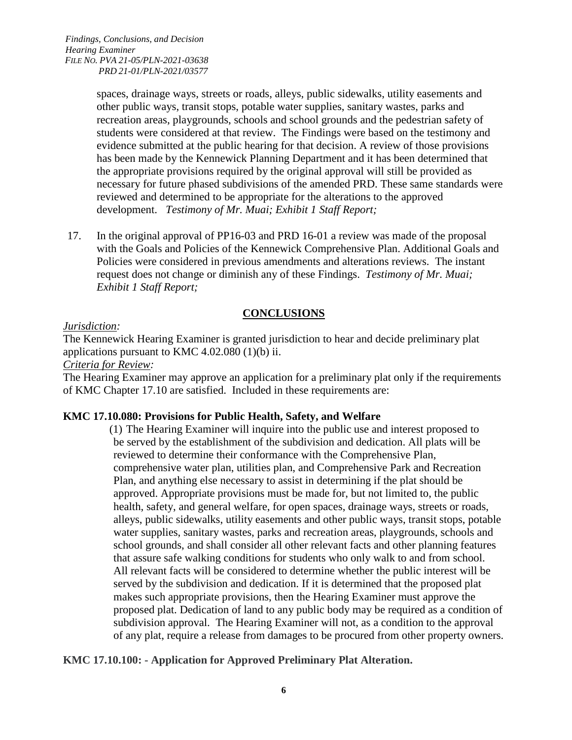spaces, drainage ways, streets or roads, alleys, public sidewalks, utility easements and other public ways, transit stops, potable water supplies, sanitary wastes, parks and recreation areas, playgrounds, schools and school grounds and the pedestrian safety of students were considered at that review. The Findings were based on the testimony and evidence submitted at the public hearing for that decision. A review of those provisions has been made by the Kennewick Planning Department and it has been determined that the appropriate provisions required by the original approval will still be provided as necessary for future phased subdivisions of the amended PRD. These same standards were reviewed and determined to be appropriate for the alterations to the approved development. *Testimony of Mr. Muai; Exhibit 1 Staff Report;*

17. In the original approval of PP16-03 and PRD 16-01 a review was made of the proposal with the Goals and Policies of the Kennewick Comprehensive Plan. Additional Goals and Policies were considered in previous amendments and alterations reviews. The instant request does not change or diminish any of these Findings. *Testimony of Mr. Muai; Exhibit 1 Staff Report;*

## CONCLUSIONS

*Jurisdiction:*

The Kennewick Hearing Examiner is granted jurisdiction to hear and decide preliminary plat applications pursuant to KMC 4.02.080 (1)(b) ii.

*Criteria for Review:*

The Hearing Examiner may approve an application for a preliminary plat only if the requirements of KMC Chapter 17.10 are satisfied. Included in these requirements are:

**KMC 17.10.080: Provisions for Public Health, Safety, and Welfare**

(1) The Hearing Examiner will inquire into the public use and interest proposed to be served by the establishment of the subdivision and dedication. All plats will be reviewed to determine their conformance with the Comprehensive Plan, comprehensive water plan, utilities plan, and Comprehensive Park and Recreation Plan, and anything else necessary to assist in determining if the plat should be approved. Appropriate provisions must be made for, but not limited to, the public health, safety, and general welfare, for open spaces, drainage ways, streets or roads, alleys, public sidewalks, utility easements and other public ways, transit stops, potable water supplies, sanitary wastes, parks and recreation areas, playgrounds, schools and school grounds, and shall consider all other relevant facts and other planning features that assure safe walking conditions for students who only walk to and from school. All relevant facts will be considered to determine whether the public interest will be served by the subdivision and dedication. If it is determined that the proposed plat makes such appropriate provisions, then the Hearing Examiner must approve the proposed plat. Dedication of land to any public body may be required as a condition of subdivision approval. The Hearing Examiner will not, as a condition to the approval of any plat, require a release from damages to be procured from other property owners.

**KMC 17.10.100: - Application for Approved Preliminary Plat Alteration.**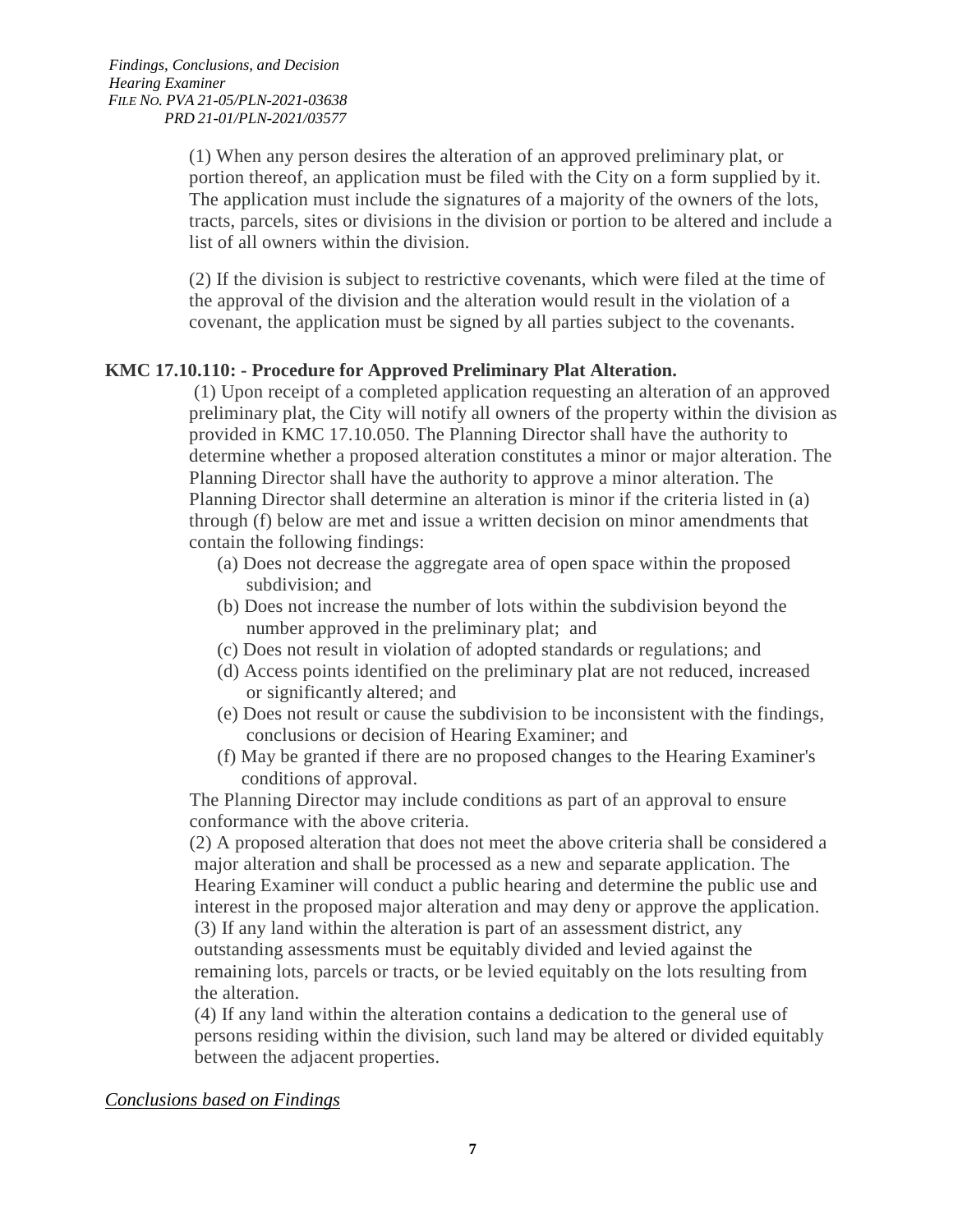(1) When any person desires the alteration of an approved preliminary plat, or portion thereof, an application must be filed with the City on a form supplied by it. The application must include the signatures of a majority of the owners of the lots, tracts, parcels, sites or divisions in the division or portion to be altered and include a list of all owners within the division.

(2) If the division is subject to restrictive covenants, which were filed at the time of the approval of the division and the alteration would result in the violation of a covenant, the application must be signed by all parties subject to the covenants.

**KMC 17.10.110: - Procedure for Approved Preliminary Plat Alteration.**

(1) Upon receipt of a completed application requesting an alteration of an approved preliminary plat, the City will notify all owners of the property within the division as provided in KMC 17.10.050. The Planning Director shall have the authority to determine whether a proposed alteration constitutes a minor or major alteration. The Planning Director shall have the authority to approve a minor alteration. The Planning Director shall determine an alteration is minor if the criteria listed in (a) through (f) below are met and issue a written decision on minor amendments that contain the following findings:

(a) Does not decrease the aggregate area of open space within the proposed subdivision; and

(b) Does not increase the number of lots within the subdivision beyond the number approved in the preliminary plat; and

(c) Does not result in violation of adopted standards or regulations; and

(d) Access points identified on the preliminary plat are not reduced, increased or significantly altered; and

(e) Does not result or cause the subdivision to be inconsistent with the findings, conclusions or decision of Hearing Examiner; and

(f) May be granted if there are no proposed changes to the Hearing Examiner's conditions of approval.

The Planning Director may include conditions as part of an approval to ensure conformance with the above criteria.

(2) A proposed alteration that does not meet the above criteria shall be considered a major alteration and shall be processed as a new and separate application. The Hearing Examiner will conduct a public hearing and determine the public use and interest in the proposed major alteration and may deny or approve the application.

(3) If any land within the alteration is part of an assessment district, any outstanding assessments must be equitably divided and levied against the remaining lots, parcels or tracts, or be levied equitably on the lots resulting from the alteration.

(4) If any land within the alteration contains a dedication to the general use of persons residing within the division, such land may be altered or divided equitably between the adjacent properties.

*Conclusions based on Findings*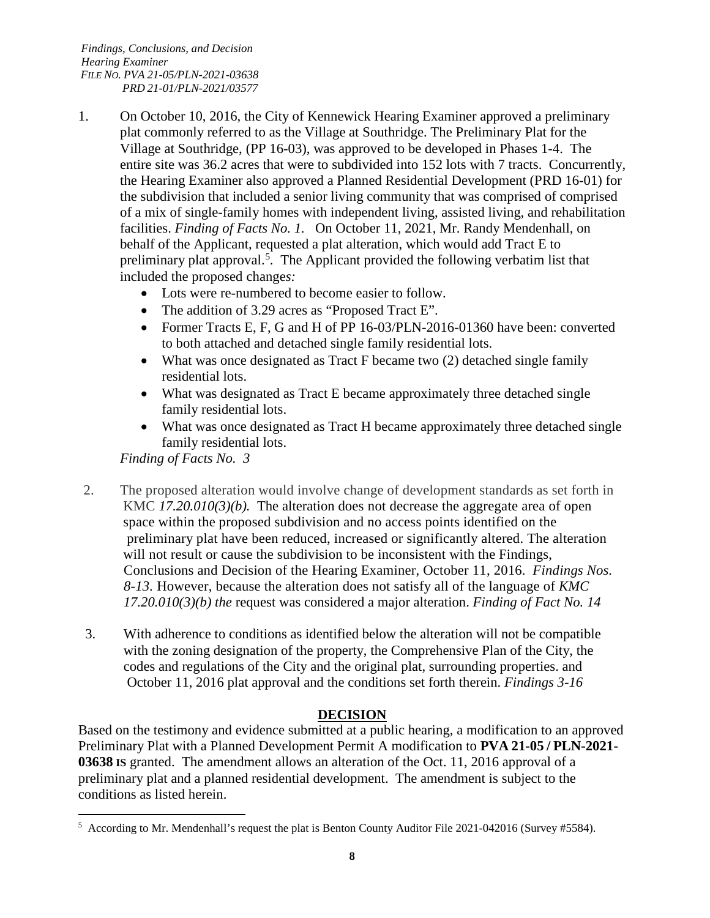1. On October 10, 2016, the City of Kennewick Hearing Examiner approved a preliminary plat commonly referred to as the Village at Southridge. The Preliminary Plat for the Village at Southridge, (PP 16-03), was approved to be developed in Phases 1-4. The entire site was 36.2 acres that were to subdivided into 152 lots with 7 tracts. Concurrently, the Hearing Examiner also approved a Planned Residential Development (PRD 16-01) for the subdivision that included a senior living community that was comprised of comprised of a mix of single-family homes with independent living, assisted living, and rehabilitation facilities. *Finding of Facts No. 1.* On October 11, 2021, Mr. Randy Mendenhall, on behalf of the Applicant, requested a plat alteration, which would add Tract E to preliminary plat approval.[5]. The Applicant provided the following verbatim list that included the proposed change*s:*
   - Lots were re-numbered to become easier to follow.
   - The addition of 3.29 acres as "Proposed Tract E".
   - Former Tracts E, F, G and H of PP 16-03/PLN-2016-01360 have been: converted to both attached and detached single family residential lots.
   - What was once designated as Tract F became two (2) detached single family residential lots.
   - What was designated as Tract E became approximately three detached single family residential lots.
   - What was once designated as Tract H became approximately three detached single family residential lots.

   *Finding of Facts No. 3*

2. The proposed alteration would involve change of development standards as set forth in KMC *17.20.010(3)(b).* The alteration does not decrease the aggregate area of open space within the proposed subdivision and no access points identified on the preliminary plat have been reduced, increased or significantly altered. The alteration will not result or cause the subdivision to be inconsistent with the Findings, Conclusions and Decision of the Hearing Examiner, October 11, 2016. *Findings Nos. 8-13.* However, because the alteration does not satisfy all of the language of *KMC 17.20.010(3)(b) the* request was considered a major alteration. *Finding of Fact No. 14*

3. With adherence to conditions as identified below the alteration will not be compatible with the zoning designation of the property, the Comprehensive Plan of the City, the codes and regulations of the City and the original plat, surrounding properties. and October 11, 2016 plat approval and the conditions set forth therein. *Findings 3-16*

## DECISION

Based on the testimony and evidence submitted at a public hearing, a modification to an approved Preliminary Plat with a Planned Development Permit A modification to **PVA 21-05 / PLN-2021-03638 IS** granted. The amendment allows an alteration of the Oct. 11, 2016 approval of a preliminary plat and a planned residential development. The amendment is subject to the conditions as listed herein.

---

[5] According to Mr. Mendenhall's request the plat is Benton County Auditor File 2021-042016 (Survey #5584).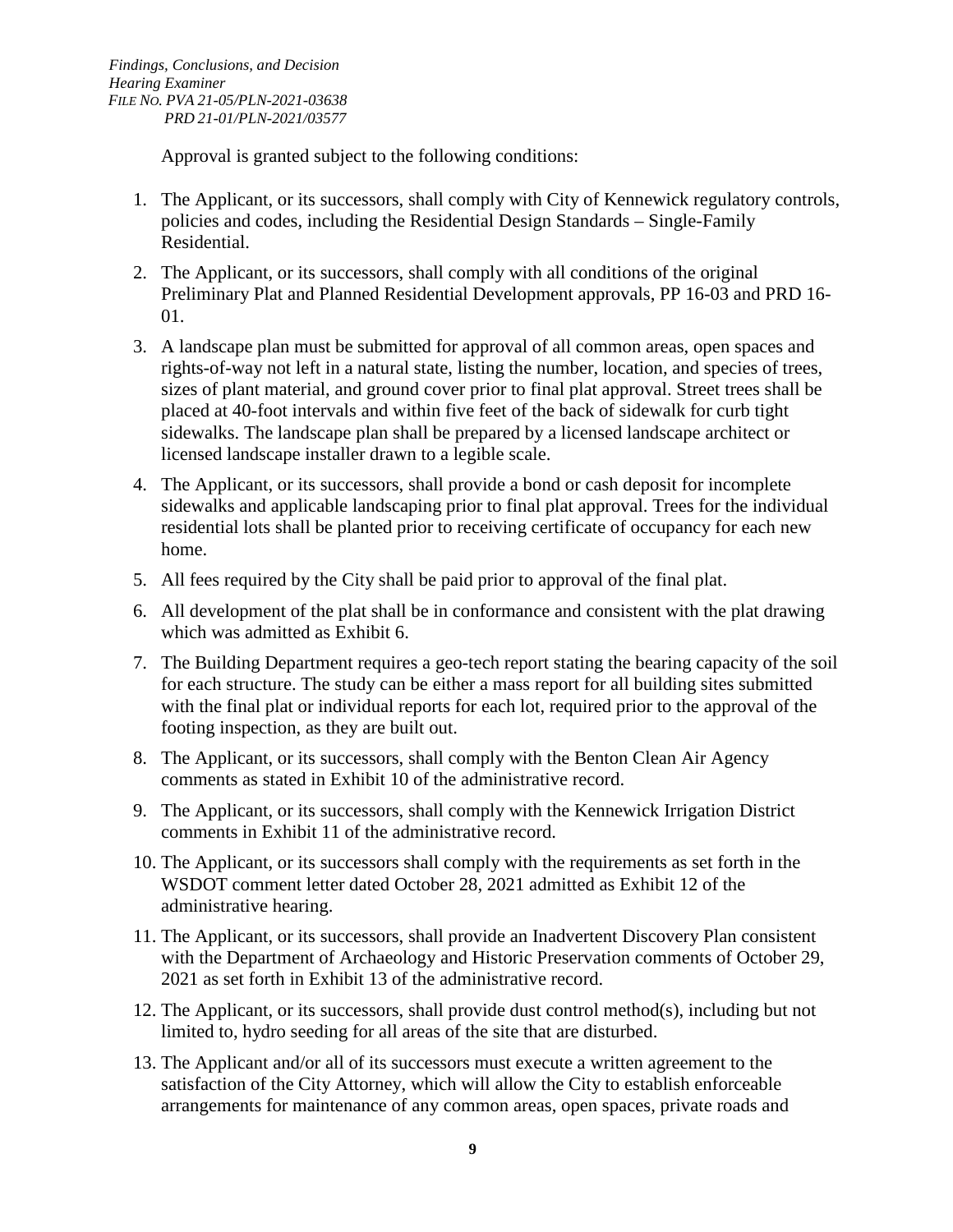Approval is granted subject to the following conditions:

1. The Applicant, or its successors, shall comply with City of Kennewick regulatory controls, policies and codes, including the Residential Design Standards – Single-Family Residential.
2. The Applicant, or its successors, shall comply with all conditions of the original Preliminary Plat and Planned Residential Development approvals, PP 16-03 and PRD 16-01.
3. A landscape plan must be submitted for approval of all common areas, open spaces and rights-of-way not left in a natural state, listing the number, location, and species of trees, sizes of plant material, and ground cover prior to final plat approval. Street trees shall be placed at 40-foot intervals and within five feet of the back of sidewalk for curb tight sidewalks. The landscape plan shall be prepared by a licensed landscape architect or licensed landscape installer drawn to a legible scale.
4. The Applicant, or its successors, shall provide a bond or cash deposit for incomplete sidewalks and applicable landscaping prior to final plat approval. Trees for the individual residential lots shall be planted prior to receiving certificate of occupancy for each new home.
5. All fees required by the City shall be paid prior to approval of the final plat.
6. All development of the plat shall be in conformance and consistent with the plat drawing which was admitted as Exhibit 6.
7. The Building Department requires a geo-tech report stating the bearing capacity of the soil for each structure. The study can be either a mass report for all building sites submitted with the final plat or individual reports for each lot, required prior to the approval of the footing inspection, as they are built out.
8. The Applicant, or its successors, shall comply with the Benton Clean Air Agency comments as stated in Exhibit 10 of the administrative record.
9. The Applicant, or its successors, shall comply with the Kennewick Irrigation District comments in Exhibit 11 of the administrative record.
10. The Applicant, or its successors shall comply with the requirements as set forth in the WSDOT comment letter dated October 28, 2021 admitted as Exhibit 12 of the administrative hearing.
11. The Applicant, or its successors, shall provide an Inadvertent Discovery Plan consistent with the Department of Archaeology and Historic Preservation comments of October 29, 2021 as set forth in Exhibit 13 of the administrative record.
12. The Applicant, or its successors, shall provide dust control method(s), including but not limited to, hydro seeding for all areas of the site that are disturbed.
13. The Applicant and/or all of its successors must execute a written agreement to the satisfaction of the City Attorney, which will allow the City to establish enforceable arrangements for maintenance of any common areas, open spaces, private roads and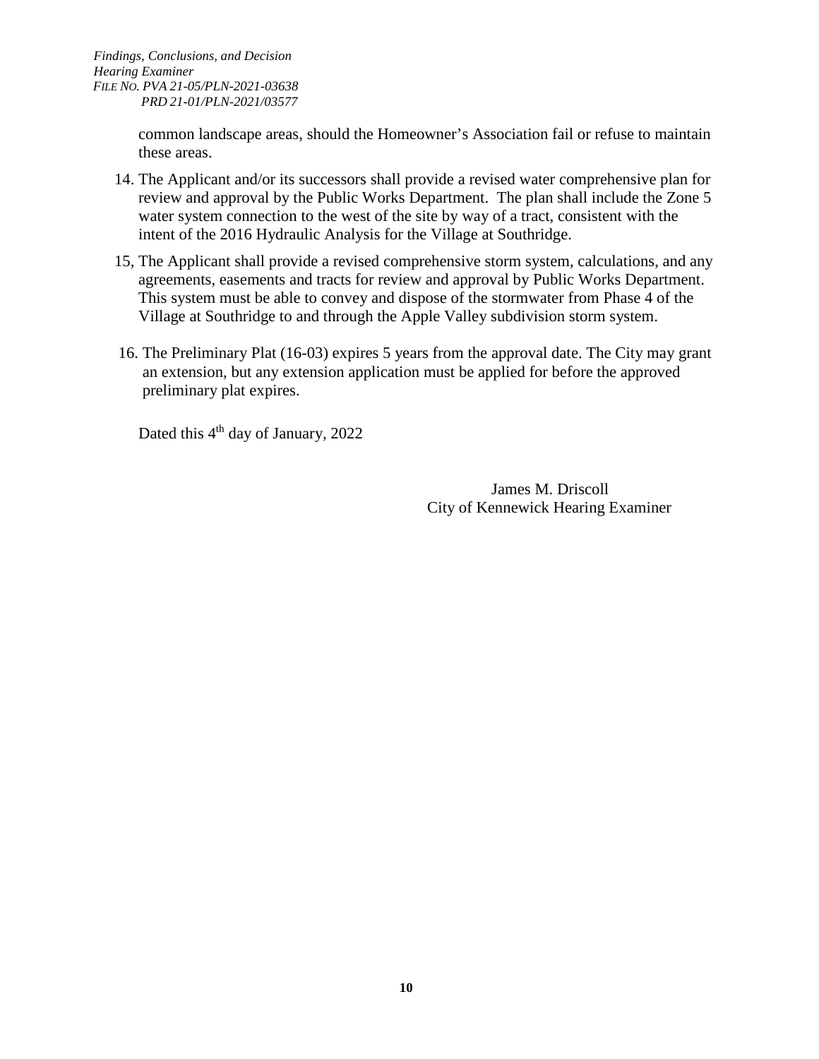common landscape areas, should the Homeowner's Association fail or refuse to maintain these areas.

14. The Applicant and/or its successors shall provide a revised water comprehensive plan for review and approval by the Public Works Department. The plan shall include the Zone 5 water system connection to the west of the site by way of a tract, consistent with the intent of the 2016 Hydraulic Analysis for the Village at Southridge.

15, The Applicant shall provide a revised comprehensive storm system, calculations, and any agreements, easements and tracts for review and approval by Public Works Department. This system must be able to convey and dispose of the stormwater from Phase 4 of the Village at Southridge to and through the Apple Valley subdivision storm system.

16. The Preliminary Plat (16-03) expires 5 years from the approval date. The City may grant an extension, but any extension application must be applied for before the approved preliminary plat expires.

Dated this 4th day of January, 2022

James M. Driscoll
City of Kennewick Hearing Examiner